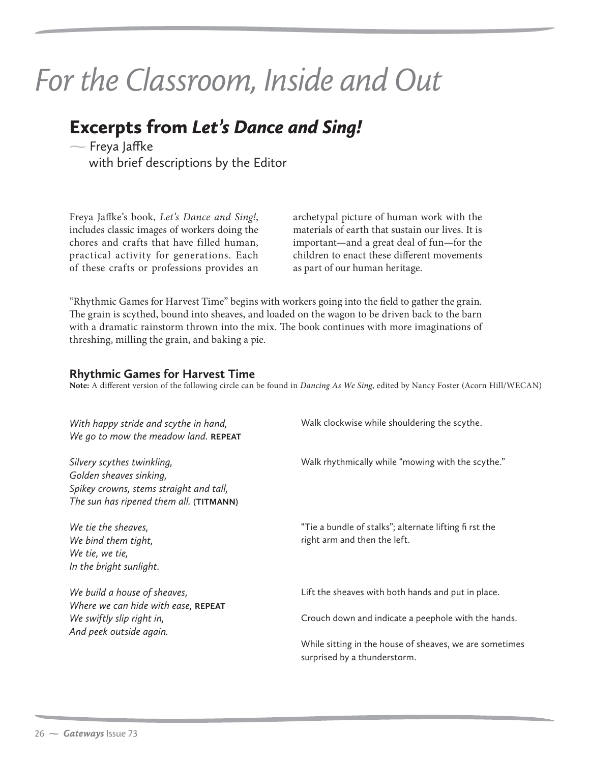# *For the Classroom, Inside and Out*

## Excerpts from *Let's Dance and Sing!*

— Freya Jaffke
with brief descriptions by the Editor

Freya Jaffke's book, *Let's Dance and Sing!*, includes classic images of workers doing the chores and crafts that have filled human, practical activity for generations. Each of these crafts or professions provides an archetypal picture of human work with the materials of earth that sustain our lives. It is important—and a great deal of fun—for the children to enact these different movements as part of our human heritage.

"Rhythmic Games for Harvest Time" begins with workers going into the field to gather the grain. The grain is scythed, bound into sheaves, and loaded on the wagon to be driven back to the barn with a dramatic rainstorm thrown into the mix. The book continues with more imaginations of threshing, milling the grain, and baking a pie.

### Rhythmic Games for Harvest Time

**Note:** A different version of the following circle can be found in *Dancing As We Sing*, edited by Nancy Foster (Acorn Hill/WECAN)

*With happy stride and scythe in hand,*
*We go to mow the meadow land.* **REPEAT**

Walk clockwise while shouldering the scythe.

*Silvery scythes twinkling,*
*Golden sheaves sinking,*
*Spikey crowns, stems straight and tall,*
*The sun has ripened them all.* **(TITMANN)**

Walk rhythmically while "mowing with the scythe."

*We tie the sheaves,*
*We bind them tight,*
*We tie, we tie,*
*In the bright sunlight.*

"Tie a bundle of stalks"; alternate lifting first the right arm and then the left.

*We build a house of sheaves,*
*Where we can hide with ease,* **REPEAT**

Lift the sheaves with both hands and put in place.

*We swiftly slip right in,*
*And peek outside again.*

Crouch down and indicate a peephole with the hands.

While sitting in the house of sheaves, we are sometimes surprised by a thunderstorm.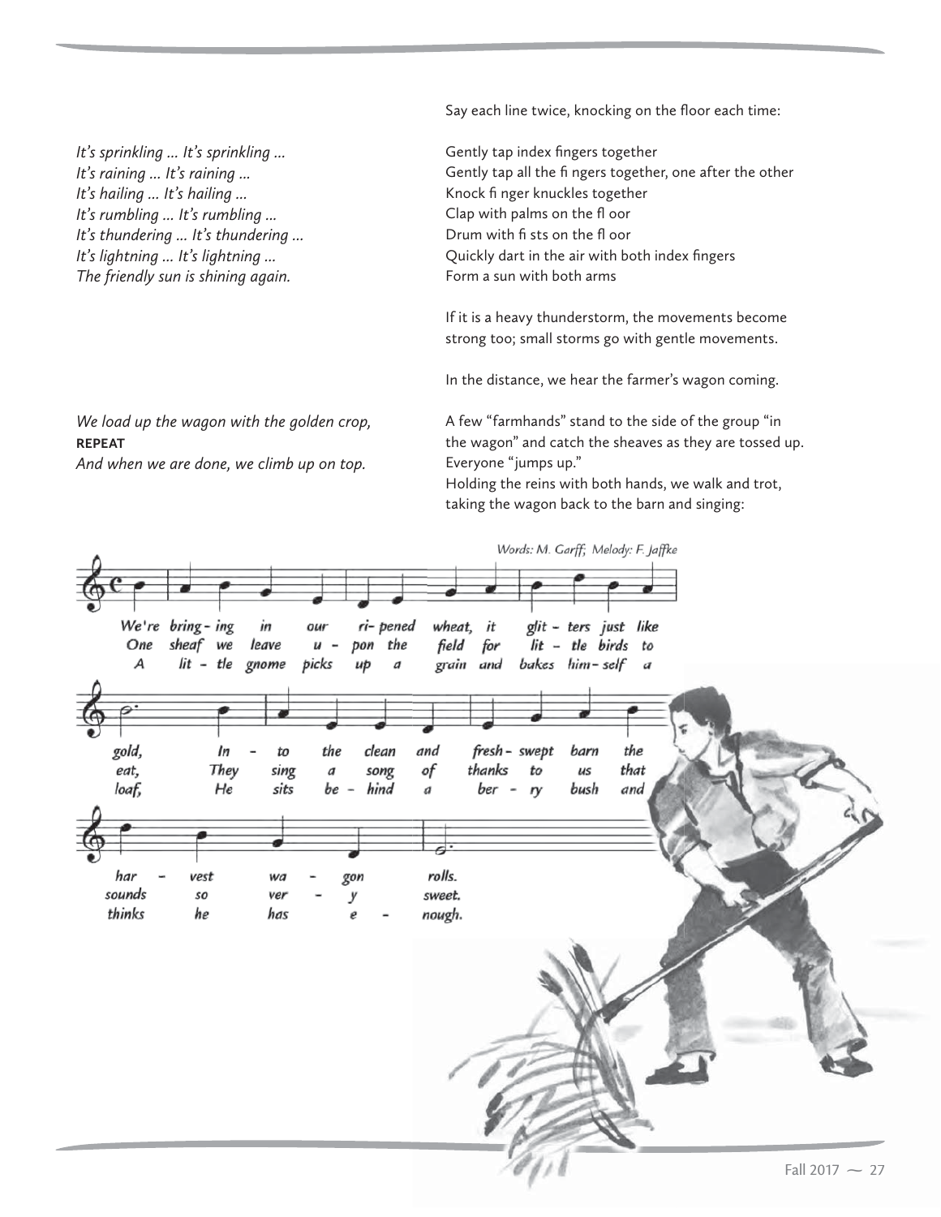Say each line twice, knocking on the floor each time:

| | |
|---|---|
| *It's sprinkling … It's sprinkling …* | Gently tap index fingers together |
| *It's raining … It's raining …* | Gently tap all the fingers together, one after the other |
| *It's hailing … It's hailing …* | Knock finger knuckles together |
| *It's rumbling … It's rumbling …* | Clap with palms on the floor |
| *It's thundering … It's thundering …* | Drum with fists on the floor |
| *It's lightning … It's lightning …* | Quickly dart in the air with both index fingers |
| *The friendly sun is shining again.* | Form a sun with both arms |

If it is a heavy thunderstorm, the movements become strong too; small storms go with gentle movements.

In the distance, we hear the farmer's wagon coming.

*We load up the wagon with the golden crop,*
**REPEAT**
*And when we are done, we climb up on top.*

A few "farmhands" stand to the side of the group "in the wagon" and catch the sheaves as they are tossed up. Everyone "jumps up."
Holding the reins with both hands, we walk and trot, taking the wagon back to the barn and singing:

*Words: M. Garff; Melody: F. Jaffke*

*We're bringing in our ripened wheat, it glitters just like gold,*
*Into the clean and fresh-swept barn the harvest wagon rolls.*

*One sheaf we leave upon the field for little birds to eat,*
*They sing a song of thanks to us that sounds so very sweet.*

*A little gnome picks up a grain and bakes himself a loaf,*
*He sits behind a berry bush and thinks he has enough.*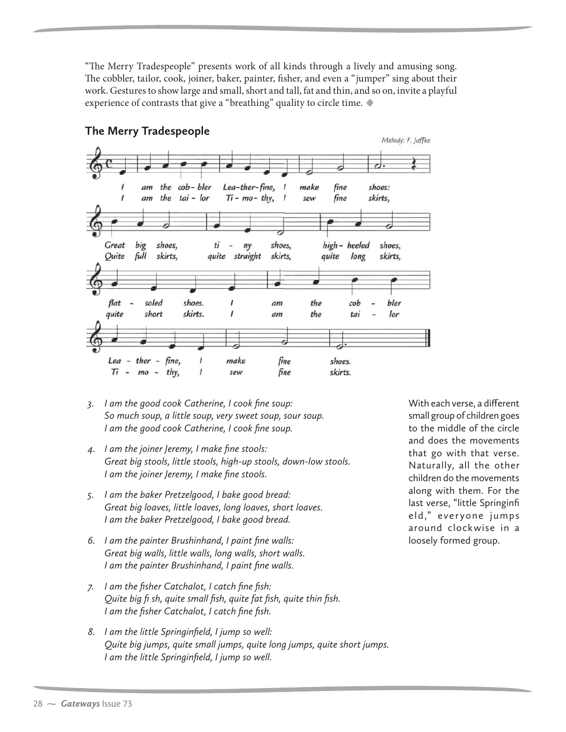"The Merry Tradespeople" presents work of all kinds through a lively and amusing song. The cobbler, tailor, cook, joiner, baker, painter, fisher, and even a "jumper" sing about their work. Gestures to show large and small, short and tall, fat and thin, and so on, invite a playful experience of contrasts that give a "breathing" quality to circle time. ◆

## The Merry Tradespeople

Melody: F. Jaffke

*I am the cob- bler Lea–ther–fine, I make fine shoes:*
*I am the tai - lor Ti - mo- thy, I sew fine skirts,*

*Great big shoes, ti - ny shoes, high- heeled shoes,*
*Quite full skirts, quite straight skirts, quite long skirts,*

*flat - soled shoes. I am the cob - bler*
*quite short skirts. I am the tai - lor*

*Lea - ther - fine, I make fine shoes.*
*Ti - mo - thy, I sew fine skirts.*

3. *I am the good cook Catherine, I cook fine soup:*
   *So much soup, a little soup, very sweet soup, sour soup.*
   *I am the good cook Catherine, I cook fine soup.*

4. *I am the joiner Jeremy, I make fine stools:*
   *Great big stools, little stools, high-up stools, down-low stools.*
   *I am the joiner Jeremy, I make fine stools.*

5. *I am the baker Pretzelgood, I bake good bread:*
   *Great big loaves, little loaves, long loaves, short loaves.*
   *I am the baker Pretzelgood, I bake good bread.*

6. *I am the painter Brushinhand, I paint fine walls:*
   *Great big walls, little walls, long walls, short walls.*
   *I am the painter Brushinhand, I paint fine walls.*

7. *I am the fisher Catchalot, I catch fine fish:*
   *Quite big fi sh, quite small fish, quite fat fish, quite thin fish.*
   *I am the fisher Catchalot, I catch fine fish.*

8. *I am the little Springinfield, I jump so well:*
   *Quite big jumps, quite small jumps, quite long jumps, quite short jumps.*
   *I am the little Springinfield, I jump so well.*

With each verse, a different small group of children goes to the middle of the circle and does the movements that go with that verse. Naturally, all the other children do the movements along with them. For the last verse, "little Springinfi eld," everyone jumps around clockwise in a loosely formed group.